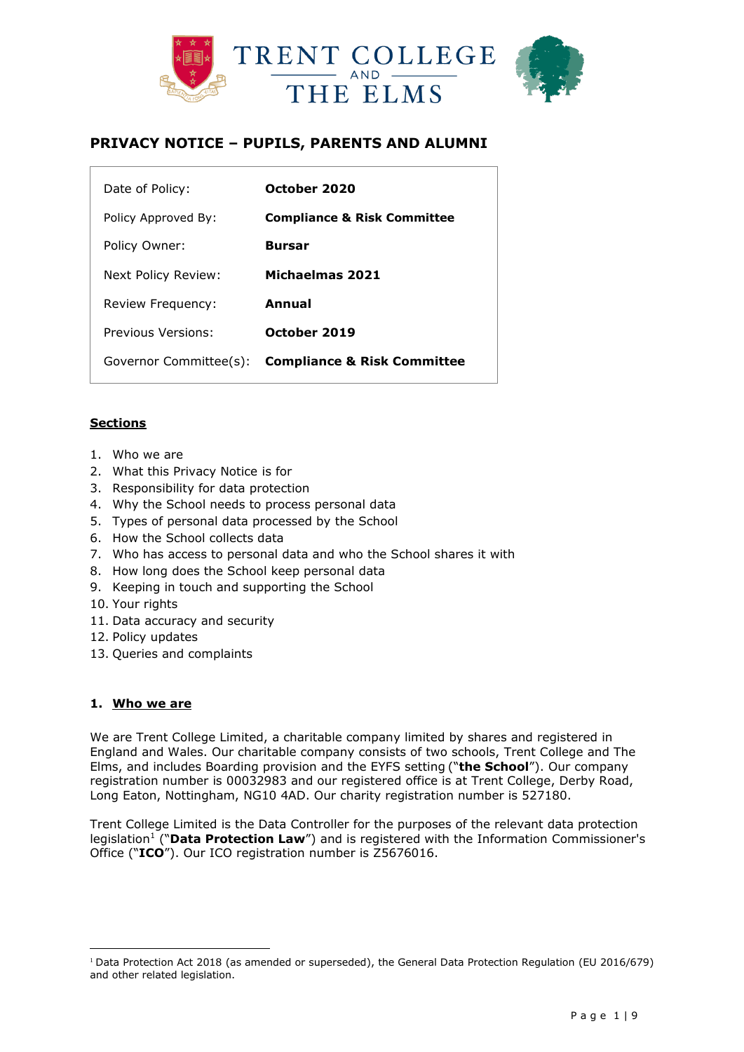TRENT COLLEGE AND THE ELMS

# PRIVACY NOTICE – PUPILS, PARENTS AND ALUMNI

| | |
|---|---|
| Date of Policy: | **October 2020** |
| Policy Approved By: | **Compliance & Risk Committee** |
| Policy Owner: | **Bursar** |
| Next Policy Review: | **Michaelmas 2021** |
| Review Frequency: | **Annual** |
| Previous Versions: | **October 2019** |
| Governor Committee(s): | **Compliance & Risk Committee** |

**Sections**

1. Who we are
2. What this Privacy Notice is for
3. Responsibility for data protection
4. Why the School needs to process personal data
5. Types of personal data processed by the School
6. How the School collects data
7. Who has access to personal data and who the School shares it with
8. How long does the School keep personal data
9. Keeping in touch and supporting the School
10. Your rights
11. Data accuracy and security
12. Policy updates
13. Queries and complaints

## 1. Who we are

We are Trent College Limited, a charitable company limited by shares and registered in England and Wales. Our charitable company consists of two schools, Trent College and The Elms, and includes Boarding provision and the EYFS setting ("**the School**"). Our company registration number is 00032983 and our registered office is at Trent College, Derby Road, Long Eaton, Nottingham, NG10 4AD. Our charity registration number is 527180.

Trent College Limited is the Data Controller for the purposes of the relevant data protection legislation[1] ("**Data Protection Law**") and is registered with the Information Commissioner's Office ("**ICO**"). Our ICO registration number is Z5676016.

[1] Data Protection Act 2018 (as amended or superseded), the General Data Protection Regulation (EU 2016/679) and other related legislation.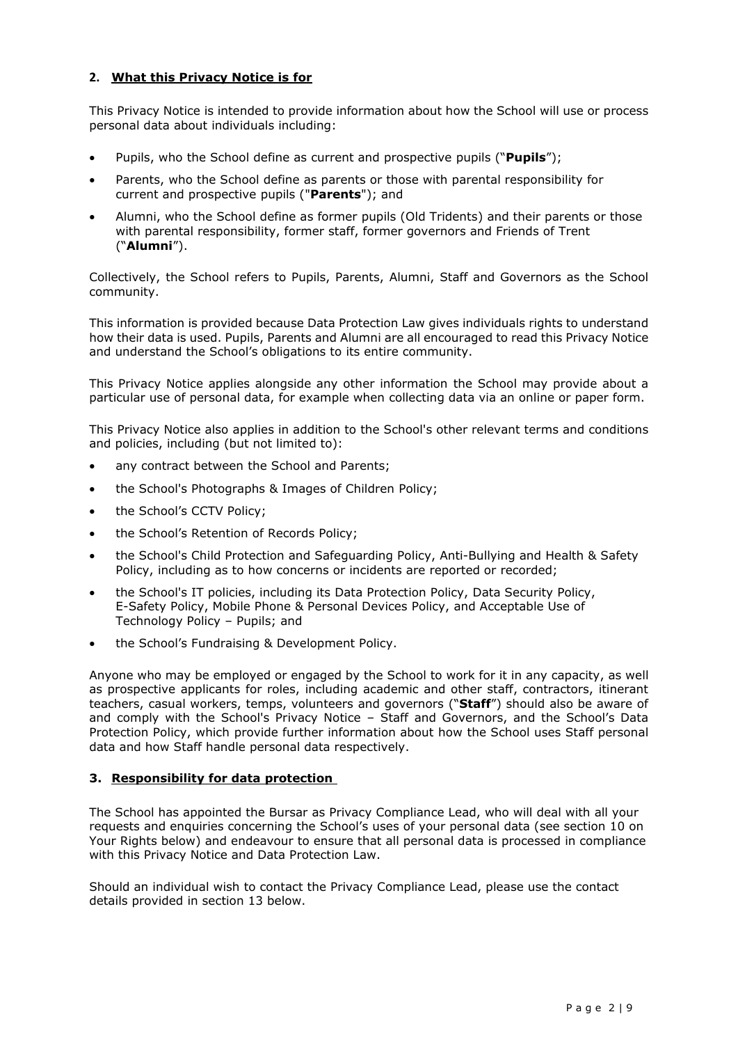## 2. What this Privacy Notice is for

This Privacy Notice is intended to provide information about how the School will use or process personal data about individuals including:

- Pupils, who the School define as current and prospective pupils ("**Pupils**");
- Parents, who the School define as parents or those with parental responsibility for current and prospective pupils ("**Parents**"); and
- Alumni, who the School define as former pupils (Old Tridents) and their parents or those with parental responsibility, former staff, former governors and Friends of Trent ("**Alumni**").

Collectively, the School refers to Pupils, Parents, Alumni, Staff and Governors as the School community.

This information is provided because Data Protection Law gives individuals rights to understand how their data is used. Pupils, Parents and Alumni are all encouraged to read this Privacy Notice and understand the School's obligations to its entire community.

This Privacy Notice applies alongside any other information the School may provide about a particular use of personal data, for example when collecting data via an online or paper form.

This Privacy Notice also applies in addition to the School's other relevant terms and conditions and policies, including (but not limited to):

- any contract between the School and Parents;
- the School's Photographs & Images of Children Policy;
- the School's CCTV Policy;
- the School's Retention of Records Policy;
- the School's Child Protection and Safeguarding Policy, Anti-Bullying and Health & Safety Policy, including as to how concerns or incidents are reported or recorded;
- the School's IT policies, including its Data Protection Policy, Data Security Policy, E-Safety Policy, Mobile Phone & Personal Devices Policy, and Acceptable Use of Technology Policy – Pupils; and
- the School's Fundraising & Development Policy.

Anyone who may be employed or engaged by the School to work for it in any capacity, as well as prospective applicants for roles, including academic and other staff, contractors, itinerant teachers, casual workers, temps, volunteers and governors ("**Staff**") should also be aware of and comply with the School's Privacy Notice – Staff and Governors, and the School's Data Protection Policy, which provide further information about how the School uses Staff personal data and how Staff handle personal data respectively.

## 3. Responsibility for data protection

The School has appointed the Bursar as Privacy Compliance Lead, who will deal with all your requests and enquiries concerning the School's uses of your personal data (see section 10 on Your Rights below) and endeavour to ensure that all personal data is processed in compliance with this Privacy Notice and Data Protection Law.

Should an individual wish to contact the Privacy Compliance Lead, please use the contact details provided in section 13 below.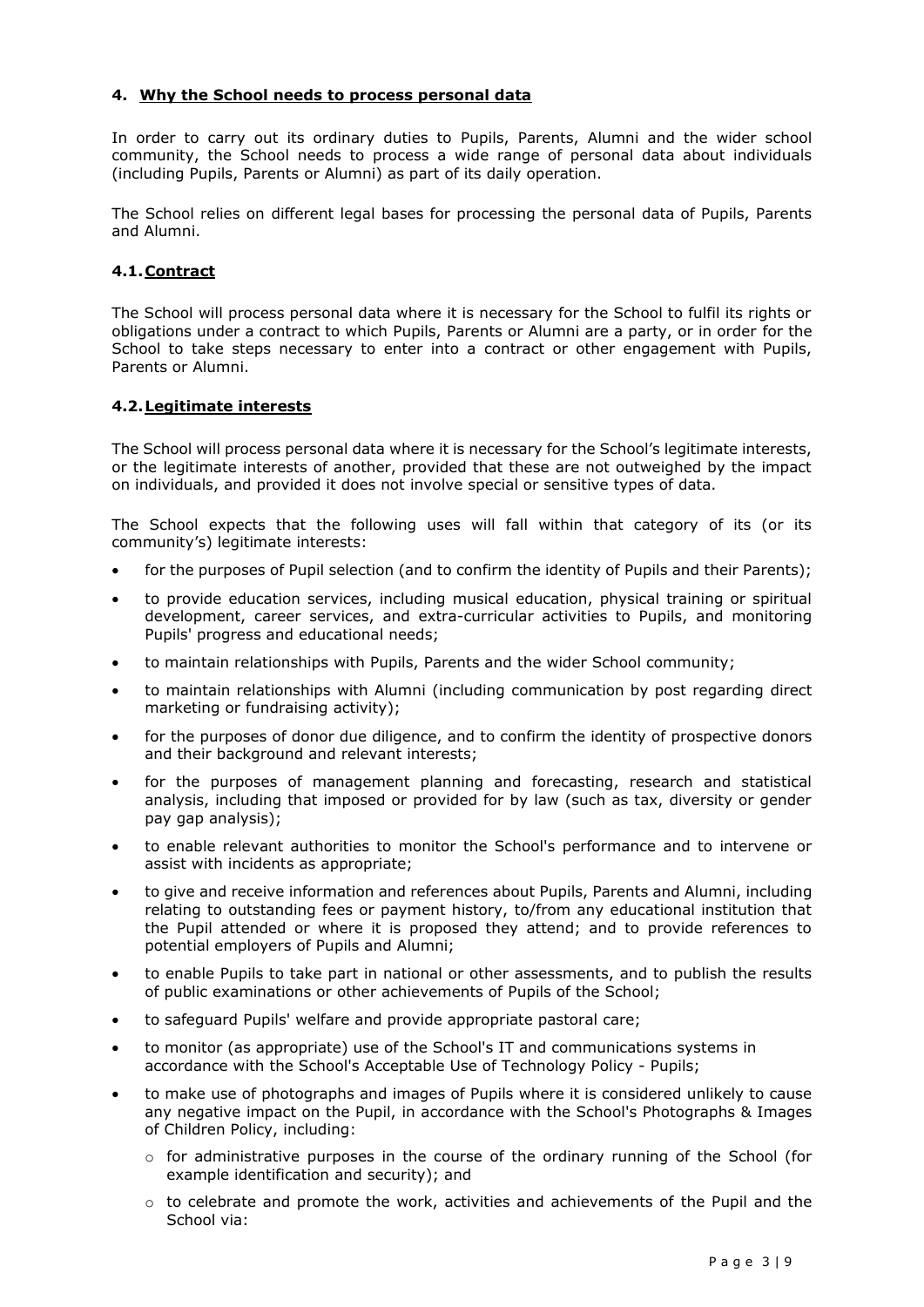## 4. Why the School needs to process personal data

In order to carry out its ordinary duties to Pupils, Parents, Alumni and the wider school community, the School needs to process a wide range of personal data about individuals (including Pupils, Parents or Alumni) as part of its daily operation.

The School relies on different legal bases for processing the personal data of Pupils, Parents and Alumni.

### 4.1. Contract

The School will process personal data where it is necessary for the School to fulfil its rights or obligations under a contract to which Pupils, Parents or Alumni are a party, or in order for the School to take steps necessary to enter into a contract or other engagement with Pupils, Parents or Alumni.

### 4.2. Legitimate interests

The School will process personal data where it is necessary for the School's legitimate interests, or the legitimate interests of another, provided that these are not outweighed by the impact on individuals, and provided it does not involve special or sensitive types of data.

The School expects that the following uses will fall within that category of its (or its community's) legitimate interests:

- for the purposes of Pupil selection (and to confirm the identity of Pupils and their Parents);
- to provide education services, including musical education, physical training or spiritual development, career services, and extra-curricular activities to Pupils, and monitoring Pupils' progress and educational needs;
- to maintain relationships with Pupils, Parents and the wider School community;
- to maintain relationships with Alumni (including communication by post regarding direct marketing or fundraising activity);
- for the purposes of donor due diligence, and to confirm the identity of prospective donors and their background and relevant interests;
- for the purposes of management planning and forecasting, research and statistical analysis, including that imposed or provided for by law (such as tax, diversity or gender pay gap analysis);
- to enable relevant authorities to monitor the School's performance and to intervene or assist with incidents as appropriate;
- to give and receive information and references about Pupils, Parents and Alumni, including relating to outstanding fees or payment history, to/from any educational institution that the Pupil attended or where it is proposed they attend; and to provide references to potential employers of Pupils and Alumni;
- to enable Pupils to take part in national or other assessments, and to publish the results of public examinations or other achievements of Pupils of the School;
- to safeguard Pupils' welfare and provide appropriate pastoral care;
- to monitor (as appropriate) use of the School's IT and communications systems in accordance with the School's Acceptable Use of Technology Policy - Pupils;
- to make use of photographs and images of Pupils where it is considered unlikely to cause any negative impact on the Pupil, in accordance with the School's Photographs & Images of Children Policy, including:
  - for administrative purposes in the course of the ordinary running of the School (for example identification and security); and
  - to celebrate and promote the work, activities and achievements of the Pupil and the School via: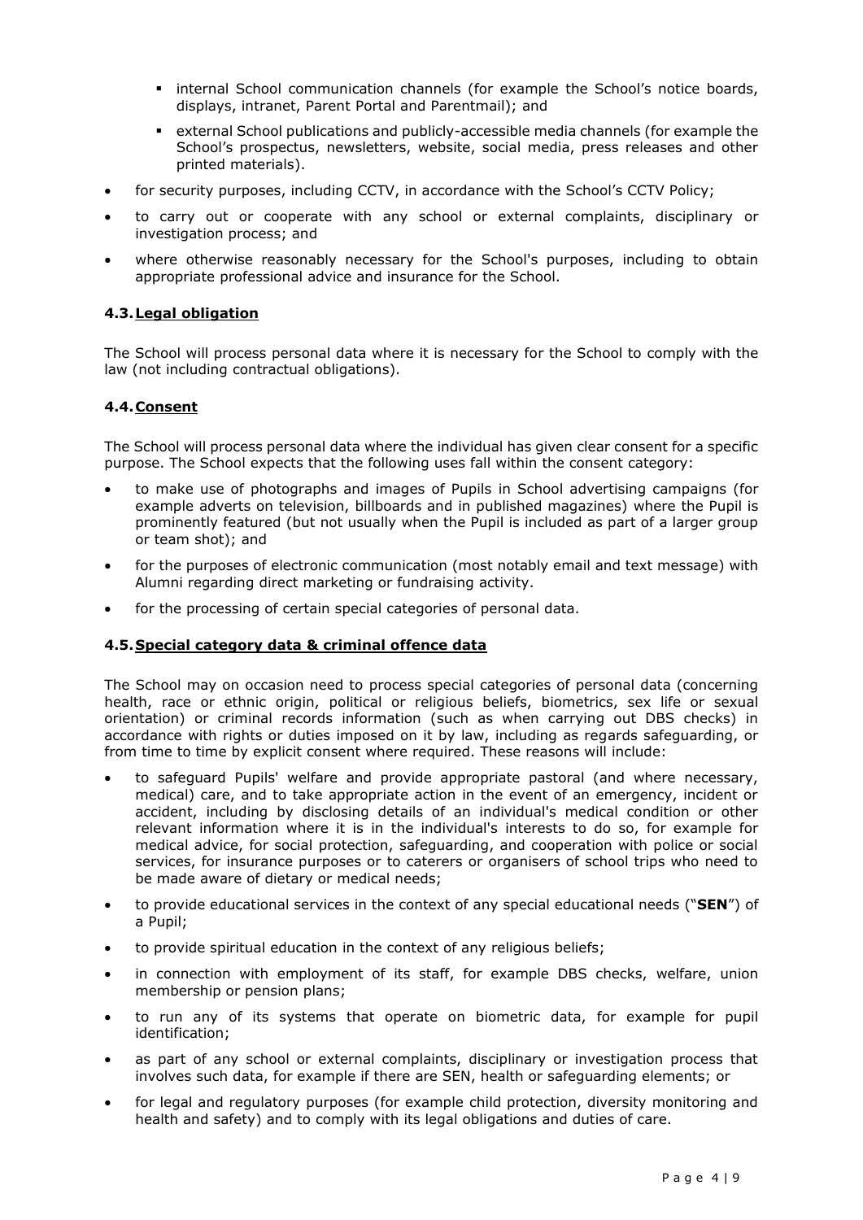- internal School communication channels (for example the School's notice boards, displays, intranet, Parent Portal and Parentmail); and
   - external School publications and publicly-accessible media channels (for example the School's prospectus, newsletters, website, social media, press releases and other printed materials).
- for security purposes, including CCTV, in accordance with the School's CCTV Policy;
- to carry out or cooperate with any school or external complaints, disciplinary or investigation process; and
- where otherwise reasonably necessary for the School's purposes, including to obtain appropriate professional advice and insurance for the School.

### 4.3. Legal obligation

The School will process personal data where it is necessary for the School to comply with the law (not including contractual obligations).

### 4.4. Consent

The School will process personal data where the individual has given clear consent for a specific purpose. The School expects that the following uses fall within the consent category:

- to make use of photographs and images of Pupils in School advertising campaigns (for example adverts on television, billboards and in published magazines) where the Pupil is prominently featured (but not usually when the Pupil is included as part of a larger group or team shot); and
- for the purposes of electronic communication (most notably email and text message) with Alumni regarding direct marketing or fundraising activity.
- for the processing of certain special categories of personal data.

### 4.5. Special category data & criminal offence data

The School may on occasion need to process special categories of personal data (concerning health, race or ethnic origin, political or religious beliefs, biometrics, sex life or sexual orientation) or criminal records information (such as when carrying out DBS checks) in accordance with rights or duties imposed on it by law, including as regards safeguarding, or from time to time by explicit consent where required. These reasons will include:

- to safeguard Pupils' welfare and provide appropriate pastoral (and where necessary, medical) care, and to take appropriate action in the event of an emergency, incident or accident, including by disclosing details of an individual's medical condition or other relevant information where it is in the individual's interests to do so, for example for medical advice, for social protection, safeguarding, and cooperation with police or social services, for insurance purposes or to caterers or organisers of school trips who need to be made aware of dietary or medical needs;
- to provide educational services in the context of any special educational needs ("**SEN**") of a Pupil;
- to provide spiritual education in the context of any religious beliefs;
- in connection with employment of its staff, for example DBS checks, welfare, union membership or pension plans;
- to run any of its systems that operate on biometric data, for example for pupil identification;
- as part of any school or external complaints, disciplinary or investigation process that involves such data, for example if there are SEN, health or safeguarding elements; or
- for legal and regulatory purposes (for example child protection, diversity monitoring and health and safety) and to comply with its legal obligations and duties of care.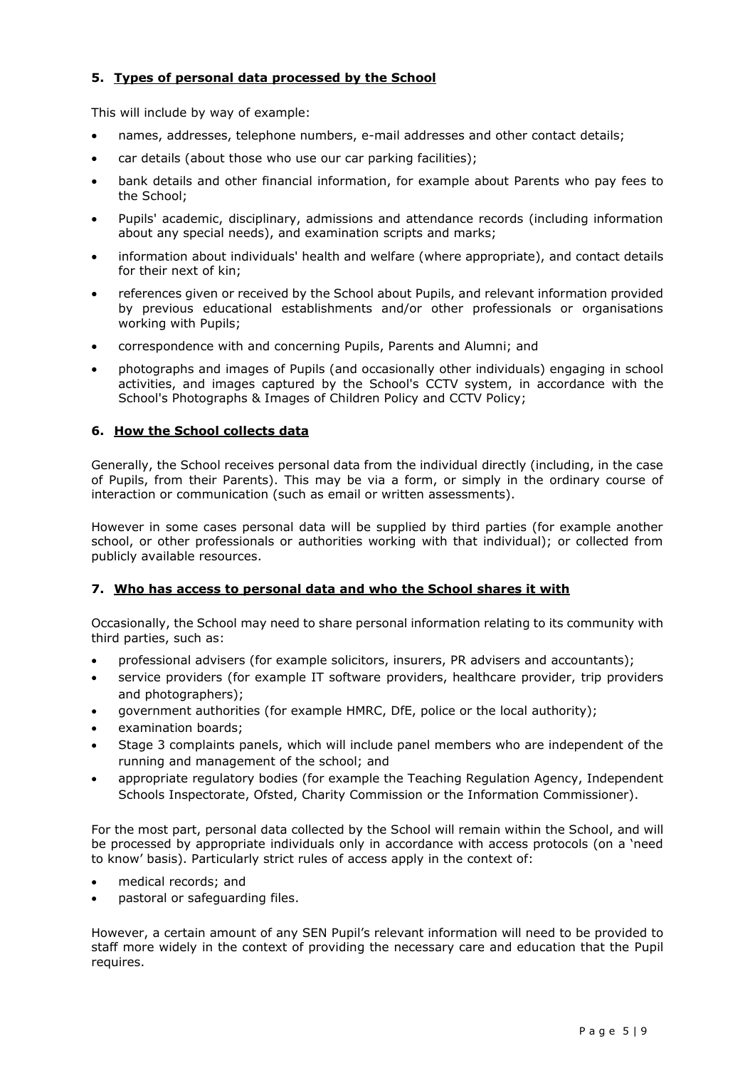## 5. Types of personal data processed by the School

This will include by way of example:

- names, addresses, telephone numbers, e-mail addresses and other contact details;
- car details (about those who use our car parking facilities);
- bank details and other financial information, for example about Parents who pay fees to the School;
- Pupils' academic, disciplinary, admissions and attendance records (including information about any special needs), and examination scripts and marks;
- information about individuals' health and welfare (where appropriate), and contact details for their next of kin;
- references given or received by the School about Pupils, and relevant information provided by previous educational establishments and/or other professionals or organisations working with Pupils;
- correspondence with and concerning Pupils, Parents and Alumni; and
- photographs and images of Pupils (and occasionally other individuals) engaging in school activities, and images captured by the School's CCTV system, in accordance with the School's Photographs & Images of Children Policy and CCTV Policy;

## 6. How the School collects data

Generally, the School receives personal data from the individual directly (including, in the case of Pupils, from their Parents). This may be via a form, or simply in the ordinary course of interaction or communication (such as email or written assessments).

However in some cases personal data will be supplied by third parties (for example another school, or other professionals or authorities working with that individual); or collected from publicly available resources.

## 7. Who has access to personal data and who the School shares it with

Occasionally, the School may need to share personal information relating to its community with third parties, such as:

- professional advisers (for example solicitors, insurers, PR advisers and accountants);
- service providers (for example IT software providers, healthcare provider, trip providers and photographers);
- government authorities (for example HMRC, DfE, police or the local authority);
- examination boards;
- Stage 3 complaints panels, which will include panel members who are independent of the running and management of the school; and
- appropriate regulatory bodies (for example the Teaching Regulation Agency, Independent Schools Inspectorate, Ofsted, Charity Commission or the Information Commissioner).

For the most part, personal data collected by the School will remain within the School, and will be processed by appropriate individuals only in accordance with access protocols (on a 'need to know' basis). Particularly strict rules of access apply in the context of:

- medical records; and
- pastoral or safeguarding files.

However, a certain amount of any SEN Pupil's relevant information will need to be provided to staff more widely in the context of providing the necessary care and education that the Pupil requires.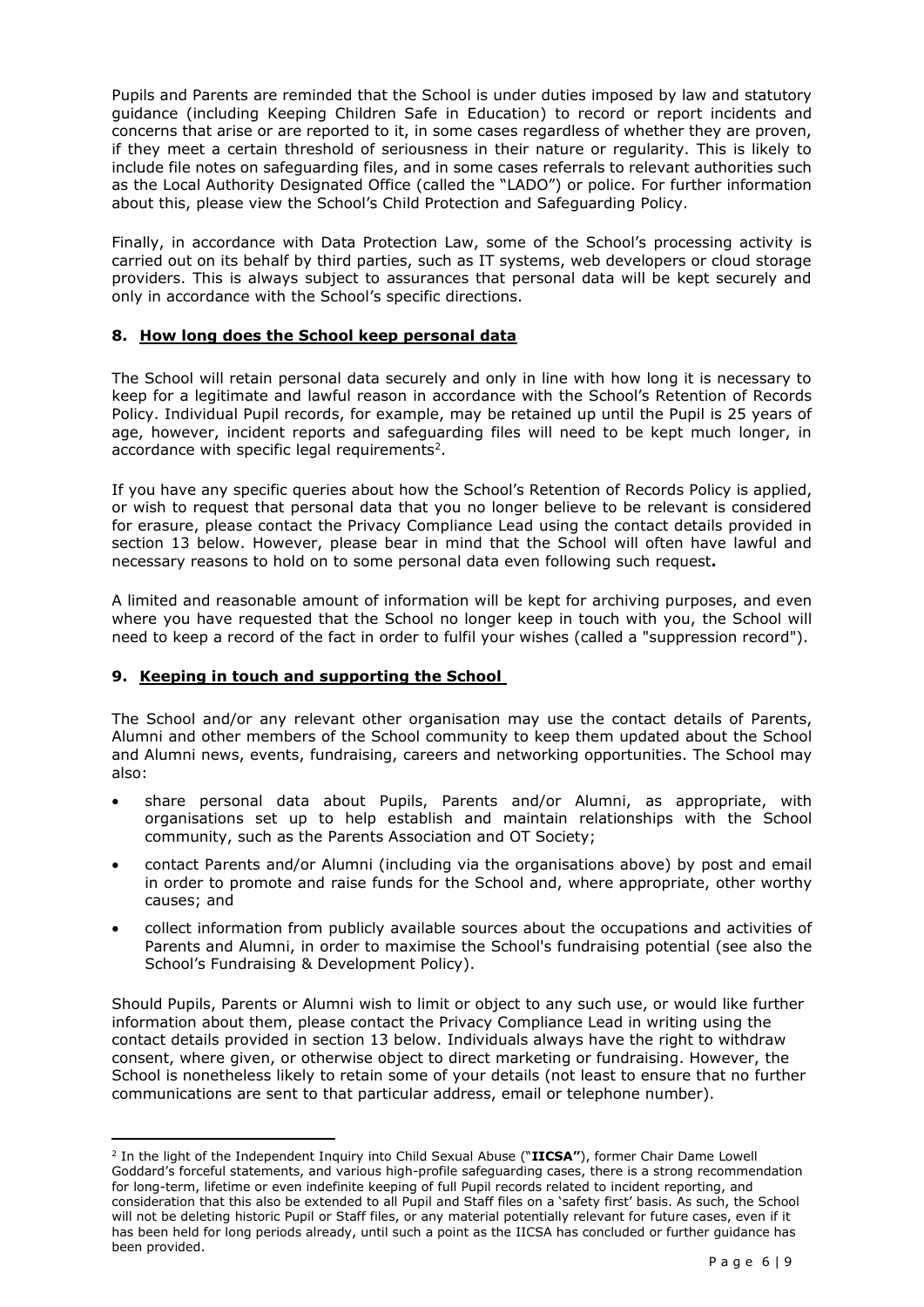Pupils and Parents are reminded that the School is under duties imposed by law and statutory guidance (including Keeping Children Safe in Education) to record or report incidents and concerns that arise or are reported to it, in some cases regardless of whether they are proven, if they meet a certain threshold of seriousness in their nature or regularity. This is likely to include file notes on safeguarding files, and in some cases referrals to relevant authorities such as the Local Authority Designated Office (called the "LADO") or police. For further information about this, please view the School's Child Protection and Safeguarding Policy.

Finally, in accordance with Data Protection Law, some of the School's processing activity is carried out on its behalf by third parties, such as IT systems, web developers or cloud storage providers. This is always subject to assurances that personal data will be kept securely and only in accordance with the School's specific directions.

## 8. How long does the School keep personal data

The School will retain personal data securely and only in line with how long it is necessary to keep for a legitimate and lawful reason in accordance with the School's Retention of Records Policy. Individual Pupil records, for example, may be retained up until the Pupil is 25 years of age, however, incident reports and safeguarding files will need to be kept much longer, in accordance with specific legal requirements[2].

If you have any specific queries about how the School's Retention of Records Policy is applied, or wish to request that personal data that you no longer believe to be relevant is considered for erasure, please contact the Privacy Compliance Lead using the contact details provided in section 13 below. However, please bear in mind that the School will often have lawful and necessary reasons to hold on to some personal data even following such request**.**

A limited and reasonable amount of information will be kept for archiving purposes, and even where you have requested that the School no longer keep in touch with you, the School will need to keep a record of the fact in order to fulfil your wishes (called a "suppression record").

## 9. Keeping in touch and supporting the School

The School and/or any relevant other organisation may use the contact details of Parents, Alumni and other members of the School community to keep them updated about the School and Alumni news, events, fundraising, careers and networking opportunities. The School may also:

- share personal data about Pupils, Parents and/or Alumni, as appropriate, with organisations set up to help establish and maintain relationships with the School community, such as the Parents Association and OT Society;
- contact Parents and/or Alumni (including via the organisations above) by post and email in order to promote and raise funds for the School and, where appropriate, other worthy causes; and
- collect information from publicly available sources about the occupations and activities of Parents and Alumni, in order to maximise the School's fundraising potential (see also the School's Fundraising & Development Policy).

Should Pupils, Parents or Alumni wish to limit or object to any such use, or would like further information about them, please contact the Privacy Compliance Lead in writing using the contact details provided in section 13 below. Individuals always have the right to withdraw consent, where given, or otherwise object to direct marketing or fundraising. However, the School is nonetheless likely to retain some of your details (not least to ensure that no further communications are sent to that particular address, email or telephone number).

---

[2] In the light of the Independent Inquiry into Child Sexual Abuse ("**IICSA"**), former Chair Dame Lowell Goddard's forceful statements, and various high-profile safeguarding cases, there is a strong recommendation for long-term, lifetime or even indefinite keeping of full Pupil records related to incident reporting, and consideration that this also be extended to all Pupil and Staff files on a 'safety first' basis. As such, the School will not be deleting historic Pupil or Staff files, or any material potentially relevant for future cases, even if it has been held for long periods already, until such a point as the IICSA has concluded or further guidance has been provided.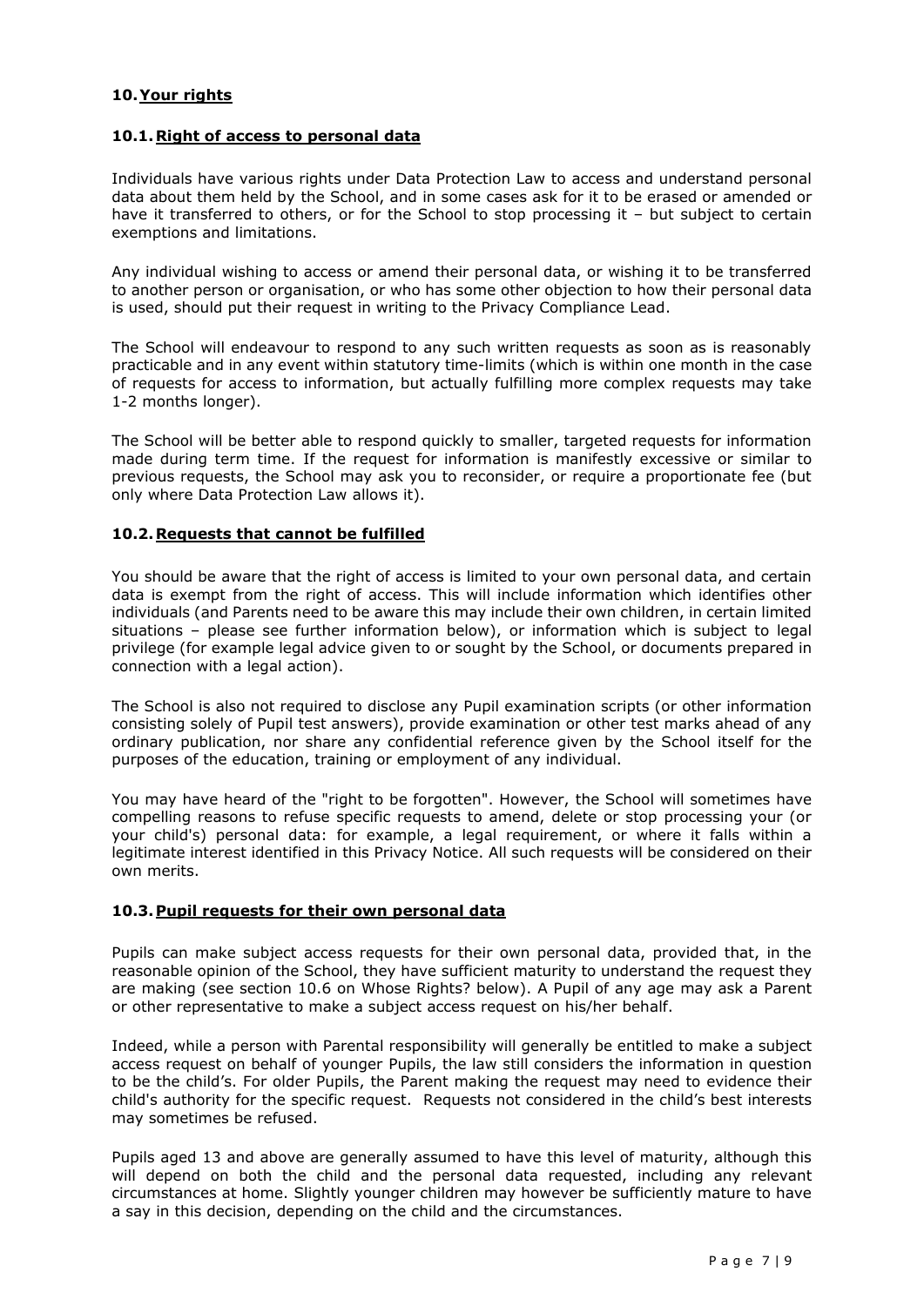## 10. Your rights

### 10.1. Right of access to personal data

Individuals have various rights under Data Protection Law to access and understand personal data about them held by the School, and in some cases ask for it to be erased or amended or have it transferred to others, or for the School to stop processing it – but subject to certain exemptions and limitations.

Any individual wishing to access or amend their personal data, or wishing it to be transferred to another person or organisation, or who has some other objection to how their personal data is used, should put their request in writing to the Privacy Compliance Lead.

The School will endeavour to respond to any such written requests as soon as is reasonably practicable and in any event within statutory time-limits (which is within one month in the case of requests for access to information, but actually fulfilling more complex requests may take 1-2 months longer).

The School will be better able to respond quickly to smaller, targeted requests for information made during term time. If the request for information is manifestly excessive or similar to previous requests, the School may ask you to reconsider, or require a proportionate fee (but only where Data Protection Law allows it).

### 10.2. Requests that cannot be fulfilled

You should be aware that the right of access is limited to your own personal data, and certain data is exempt from the right of access. This will include information which identifies other individuals (and Parents need to be aware this may include their own children, in certain limited situations – please see further information below), or information which is subject to legal privilege (for example legal advice given to or sought by the School, or documents prepared in connection with a legal action).

The School is also not required to disclose any Pupil examination scripts (or other information consisting solely of Pupil test answers), provide examination or other test marks ahead of any ordinary publication, nor share any confidential reference given by the School itself for the purposes of the education, training or employment of any individual.

You may have heard of the "right to be forgotten". However, the School will sometimes have compelling reasons to refuse specific requests to amend, delete or stop processing your (or your child's) personal data: for example, a legal requirement, or where it falls within a legitimate interest identified in this Privacy Notice. All such requests will be considered on their own merits.

### 10.3. Pupil requests for their own personal data

Pupils can make subject access requests for their own personal data, provided that, in the reasonable opinion of the School, they have sufficient maturity to understand the request they are making (see section 10.6 on Whose Rights? below). A Pupil of any age may ask a Parent or other representative to make a subject access request on his/her behalf.

Indeed, while a person with Parental responsibility will generally be entitled to make a subject access request on behalf of younger Pupils, the law still considers the information in question to be the child's. For older Pupils, the Parent making the request may need to evidence their child's authority for the specific request. Requests not considered in the child's best interests may sometimes be refused.

Pupils aged 13 and above are generally assumed to have this level of maturity, although this will depend on both the child and the personal data requested, including any relevant circumstances at home. Slightly younger children may however be sufficiently mature to have a say in this decision, depending on the child and the circumstances.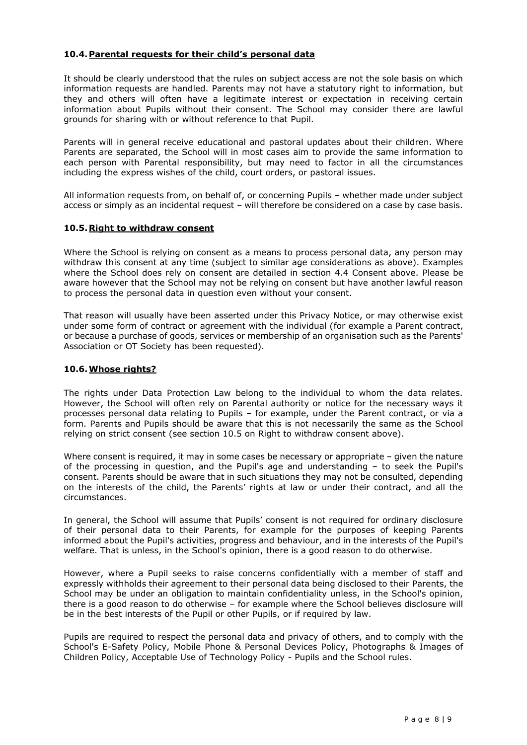### 10.4. Parental requests for their child's personal data

It should be clearly understood that the rules on subject access are not the sole basis on which information requests are handled. Parents may not have a statutory right to information, but they and others will often have a legitimate interest or expectation in receiving certain information about Pupils without their consent. The School may consider there are lawful grounds for sharing with or without reference to that Pupil.

Parents will in general receive educational and pastoral updates about their children. Where Parents are separated, the School will in most cases aim to provide the same information to each person with Parental responsibility, but may need to factor in all the circumstances including the express wishes of the child, court orders, or pastoral issues.

All information requests from, on behalf of, or concerning Pupils – whether made under subject access or simply as an incidental request – will therefore be considered on a case by case basis.

### 10.5. Right to withdraw consent

Where the School is relying on consent as a means to process personal data, any person may withdraw this consent at any time (subject to similar age considerations as above). Examples where the School does rely on consent are detailed in section 4.4 Consent above. Please be aware however that the School may not be relying on consent but have another lawful reason to process the personal data in question even without your consent.

That reason will usually have been asserted under this Privacy Notice, or may otherwise exist under some form of contract or agreement with the individual (for example a Parent contract, or because a purchase of goods, services or membership of an organisation such as the Parents' Association or OT Society has been requested).

### 10.6. Whose rights?

The rights under Data Protection Law belong to the individual to whom the data relates. However, the School will often rely on Parental authority or notice for the necessary ways it processes personal data relating to Pupils – for example, under the Parent contract, or via a form. Parents and Pupils should be aware that this is not necessarily the same as the School relying on strict consent (see section 10.5 on Right to withdraw consent above).

Where consent is required, it may in some cases be necessary or appropriate – given the nature of the processing in question, and the Pupil's age and understanding – to seek the Pupil's consent. Parents should be aware that in such situations they may not be consulted, depending on the interests of the child, the Parents' rights at law or under their contract, and all the circumstances.

In general, the School will assume that Pupils' consent is not required for ordinary disclosure of their personal data to their Parents, for example for the purposes of keeping Parents informed about the Pupil's activities, progress and behaviour, and in the interests of the Pupil's welfare. That is unless, in the School's opinion, there is a good reason to do otherwise.

However, where a Pupil seeks to raise concerns confidentially with a member of staff and expressly withholds their agreement to their personal data being disclosed to their Parents, the School may be under an obligation to maintain confidentiality unless, in the School's opinion, there is a good reason to do otherwise – for example where the School believes disclosure will be in the best interests of the Pupil or other Pupils, or if required by law.

Pupils are required to respect the personal data and privacy of others, and to comply with the School's E-Safety Policy, Mobile Phone & Personal Devices Policy, Photographs & Images of Children Policy, Acceptable Use of Technology Policy - Pupils and the School rules.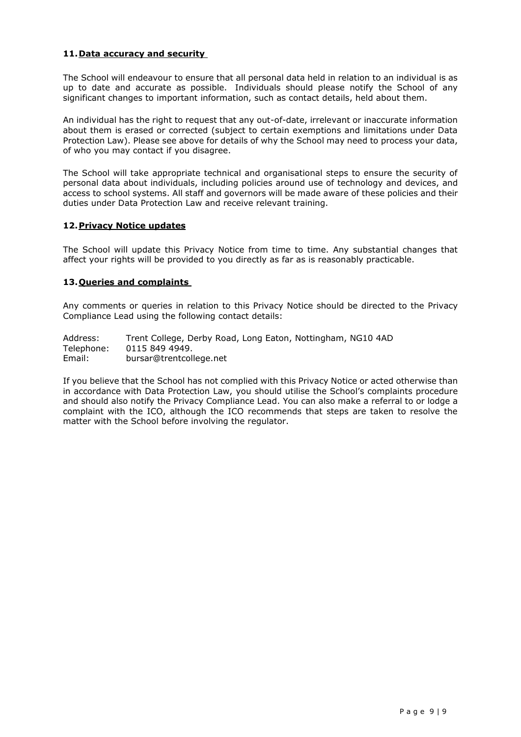## 11. Data accuracy and security

The School will endeavour to ensure that all personal data held in relation to an individual is as up to date and accurate as possible. Individuals should please notify the School of any significant changes to important information, such as contact details, held about them.

An individual has the right to request that any out-of-date, irrelevant or inaccurate information about them is erased or corrected (subject to certain exemptions and limitations under Data Protection Law). Please see above for details of why the School may need to process your data, of who you may contact if you disagree.

The School will take appropriate technical and organisational steps to ensure the security of personal data about individuals, including policies around use of technology and devices, and access to school systems. All staff and governors will be made aware of these policies and their duties under Data Protection Law and receive relevant training.

## 12. Privacy Notice updates

The School will update this Privacy Notice from time to time. Any substantial changes that affect your rights will be provided to you directly as far as is reasonably practicable.

## 13. Queries and complaints

Any comments or queries in relation to this Privacy Notice should be directed to the Privacy Compliance Lead using the following contact details:

Address: Trent College, Derby Road, Long Eaton, Nottingham, NG10 4AD
Telephone: 0115 849 4949.
Email: bursar@trentcollege.net

If you believe that the School has not complied with this Privacy Notice or acted otherwise than in accordance with Data Protection Law, you should utilise the School's complaints procedure and should also notify the Privacy Compliance Lead. You can also make a referral to or lodge a complaint with the ICO, although the ICO recommends that steps are taken to resolve the matter with the School before involving the regulator.